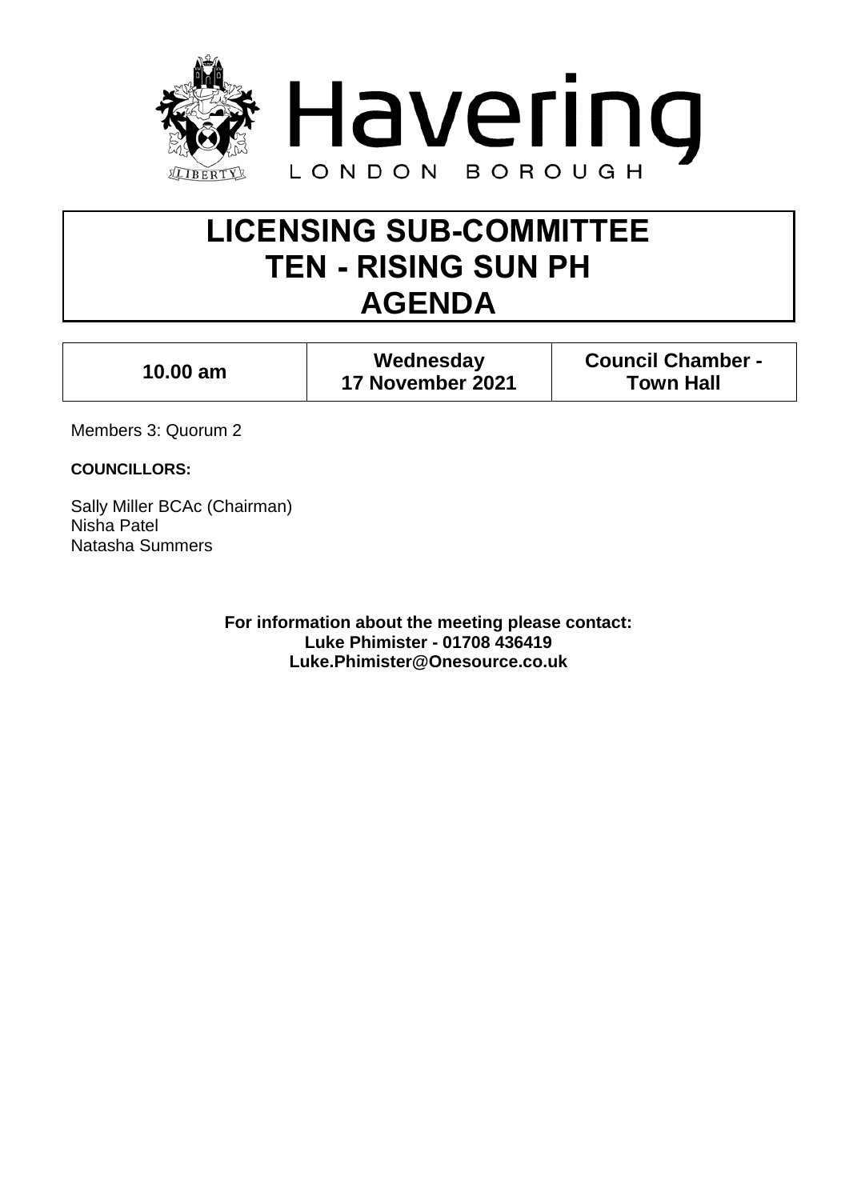Havering
LONDON BOROUGH

# LICENSING SUB-COMMITTEE
# TEN - RISING SUN PH
# AGENDA

| 10.00 am | Wednesday 17 November 2021 | Council Chamber - Town Hall |
|---|---|---|

Members 3: Quorum 2

**COUNCILLORS:**

Sally Miller BCAc (Chairman)
Nisha Patel
Natasha Summers

**For information about the meeting please contact:**
**Luke Phimister - 01708 436419**
**Luke.Phimister@Onesource.co.uk**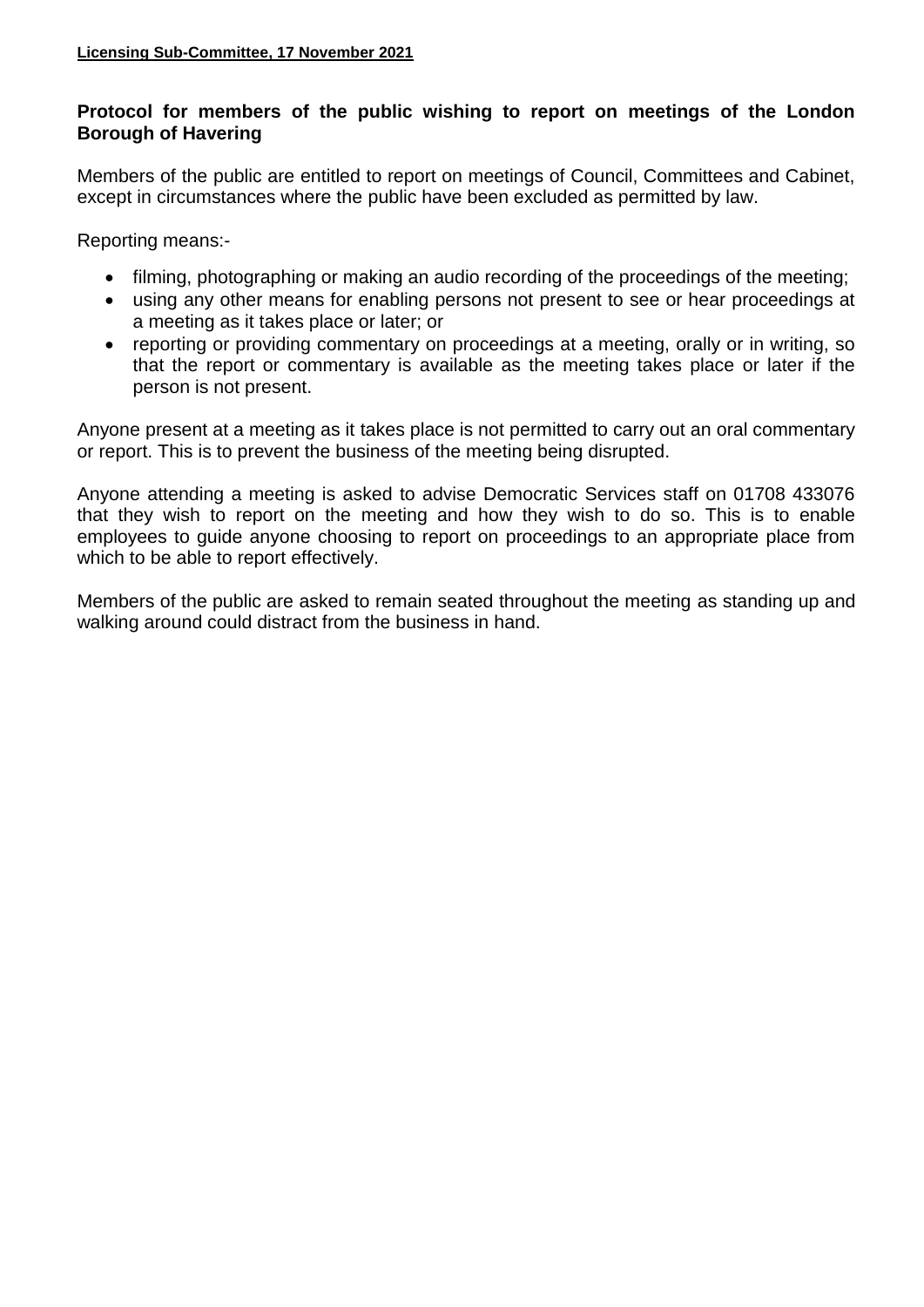**Protocol for members of the public wishing to report on meetings of the London Borough of Havering**

Members of the public are entitled to report on meetings of Council, Committees and Cabinet, except in circumstances where the public have been excluded as permitted by law.

Reporting means:-

- filming, photographing or making an audio recording of the proceedings of the meeting;
- using any other means for enabling persons not present to see or hear proceedings at a meeting as it takes place or later; or
- reporting or providing commentary on proceedings at a meeting, orally or in writing, so that the report or commentary is available as the meeting takes place or later if the person is not present.

Anyone present at a meeting as it takes place is not permitted to carry out an oral commentary or report. This is to prevent the business of the meeting being disrupted.

Anyone attending a meeting is asked to advise Democratic Services staff on 01708 433076 that they wish to report on the meeting and how they wish to do so. This is to enable employees to guide anyone choosing to report on proceedings to an appropriate place from which to be able to report effectively.

Members of the public are asked to remain seated throughout the meeting as standing up and walking around could distract from the business in hand.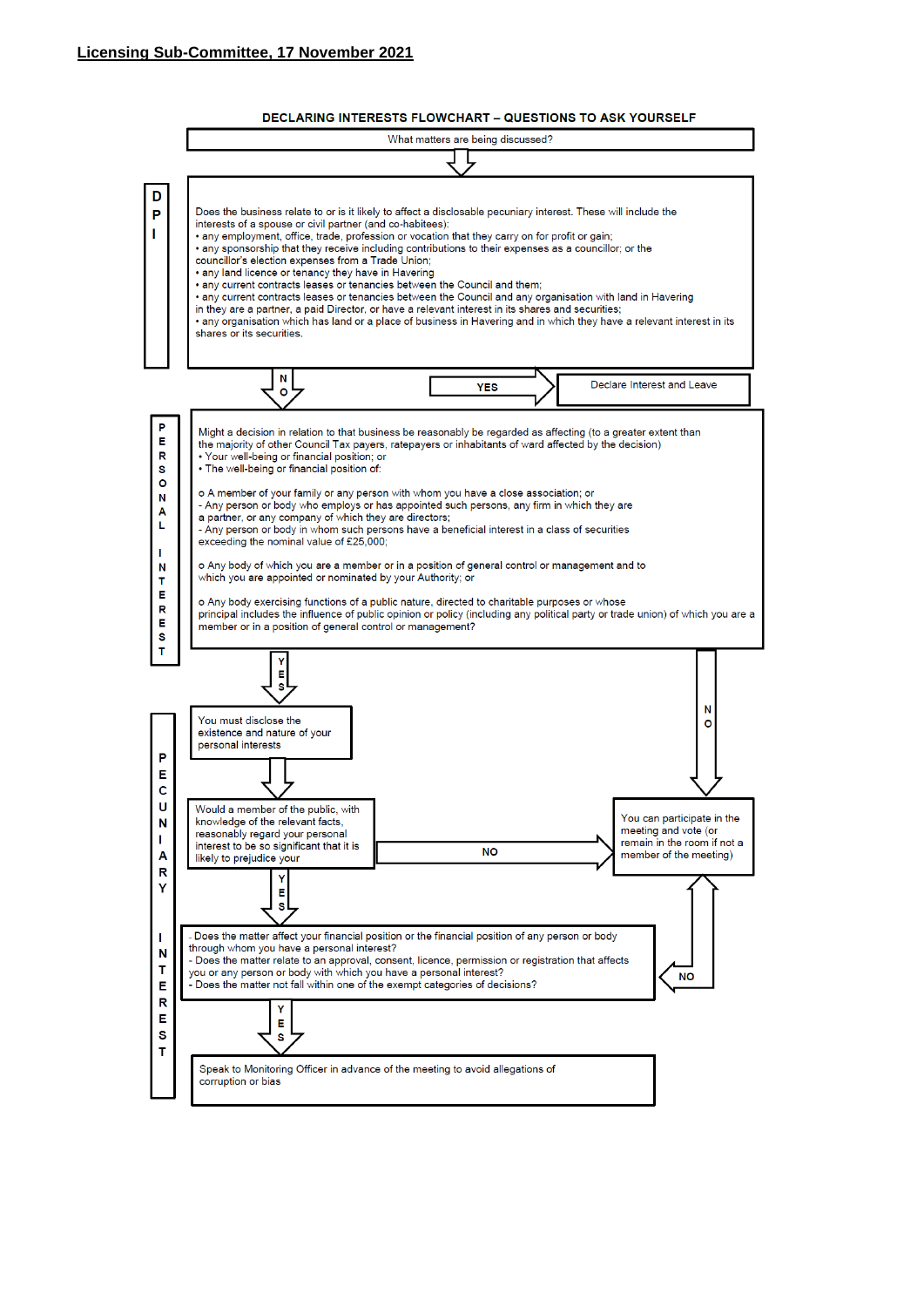**Licensing Sub-Committee, 17 November 2021**

## DECLARING INTERESTS FLOWCHART – QUESTIONS TO ASK YOURSELF

What matters are being discussed?

↓

### DPI

Does the business relate to or is it likely to affect a disclosable pecuniary interest. These will include the interests of a spouse or civil partner (and co-habitees):

- any employment, office, trade, profession or vocation that they carry on for profit or gain;
- any sponsorship that they receive including contributions to their expenses as a councillor; or the councillor's election expenses from a Trade Union;
- any land licence or tenancy they have in Havering
- any current contracts leases or tenancies between the Council and them;
- any current contracts leases or tenancies between the Council and any organisation with land in Havering in they are a partner, a paid Director, or have a relevant interest in its shares and securities;
- any organisation which has land or a place of business in Havering and in which they have a relevant interest in its shares or its securities.

YES → Declare Interest and Leave

NO ↓

### PERSONAL INTEREST

Might a decision in relation to that business be reasonably be regarded as affecting (to a greater extent than the majority of other Council Tax payers, ratepayers or inhabitants of ward affected by the decision)

- Your well-being or financial position; or
- The well-being or financial position of:

o A member of your family or any person with whom you have a close association; or
- Any person or body who employs or has appointed such persons, any firm in which they are a partner, or any company of which they are directors;
- Any person or body in whom such persons have a beneficial interest in a class of securities exceeding the nominal value of £25,000;

o Any body of which you are a member or in a position of general control or management and to which you are appointed or nominated by your Authority; or

o Any body exercising functions of a public nature, directed to charitable purposes or whose principal includes the influence of public opinion or policy (including any political party or trade union) of which you are a member or in a position of general control or management?

NO → You can participate in the meeting and vote (or remain in the room if not a member of the meeting)

YES ↓

### PECUNIARY INTEREST

You must disclose the existence and nature of your personal interests

↓

Would a member of the public, with knowledge of the relevant facts, reasonably regard your personal interest to be so significant that it is likely to prejudice your

NO → You can participate in the meeting and vote (or remain in the room if not a member of the meeting)

YES ↓

- Does the matter affect your financial position or the financial position of any person or body through whom you have a personal interest?
- Does the matter relate to an approval, consent, licence, permission or registration that affects you or any person or body with which you have a personal interest?
- Does the matter not fall within one of the exempt categories of decisions?

NO → You can participate in the meeting and vote (or remain in the room if not a member of the meeting)

YES ↓

Speak to Monitoring Officer in advance of the meeting to avoid allegations of corruption or bias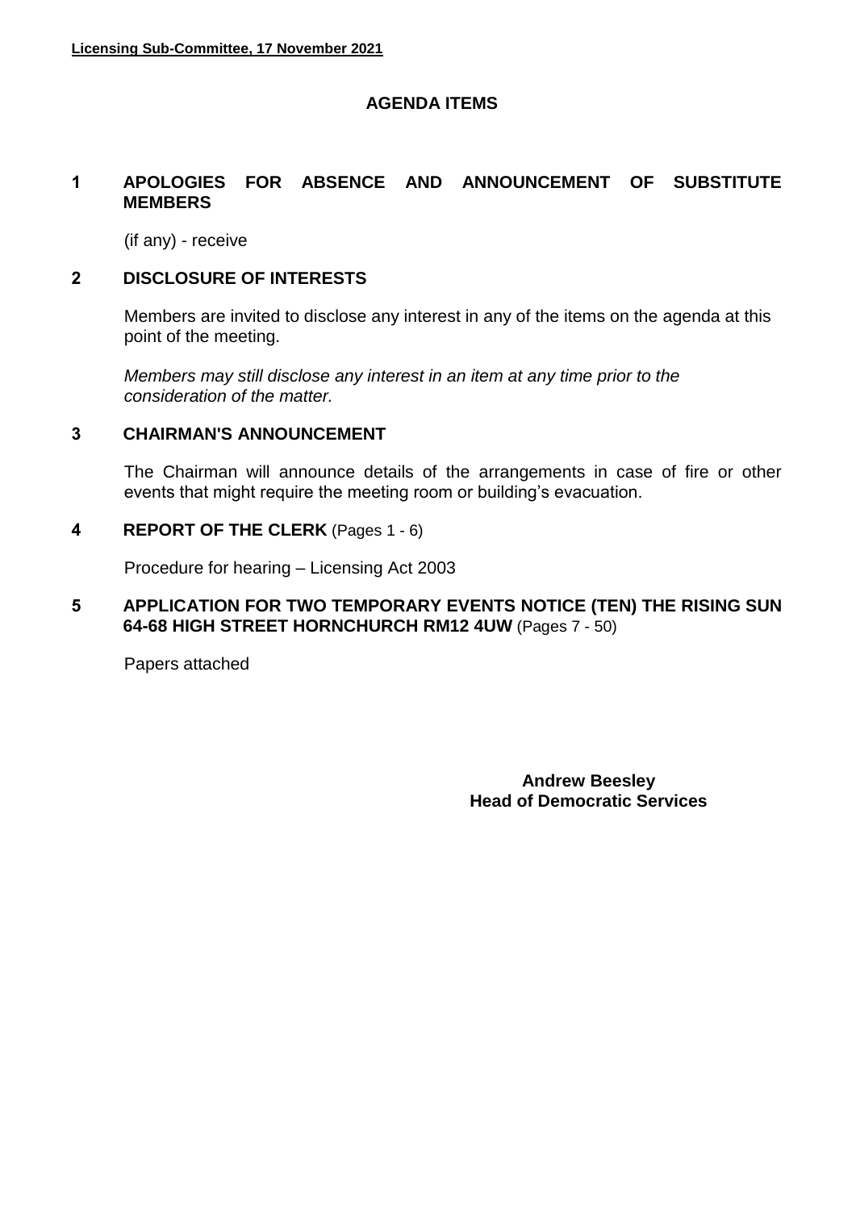**Licensing Sub-Committee, 17 November 2021**

## AGENDA ITEMS

### 1 APOLOGIES FOR ABSENCE AND ANNOUNCEMENT OF SUBSTITUTE MEMBERS

(if any) - receive

### 2 DISCLOSURE OF INTERESTS

Members are invited to disclose any interest in any of the items on the agenda at this point of the meeting.

*Members may still disclose any interest in an item at any time prior to the consideration of the matter.*

### 3 CHAIRMAN'S ANNOUNCEMENT

The Chairman will announce details of the arrangements in case of fire or other events that might require the meeting room or building's evacuation.

### 4 REPORT OF THE CLERK (Pages 1 - 6)

Procedure for hearing – Licensing Act 2003

### 5 APPLICATION FOR TWO TEMPORARY EVENTS NOTICE (TEN) THE RISING SUN 64-68 HIGH STREET HORNCHURCH RM12 4UW (Pages 7 - 50)

Papers attached

**Andrew Beesley**
**Head of Democratic Services**